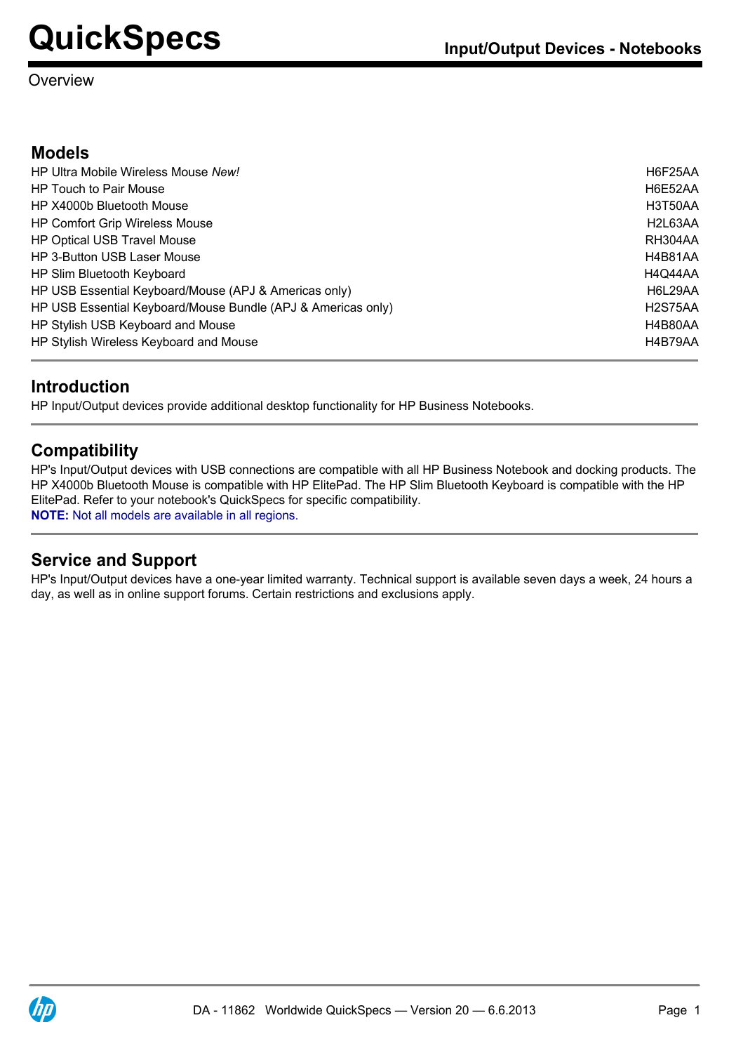# QuickSpecs

Input/Output Devices - Notebooks

Overview

## Models

| | |
|---|---|
| HP Ultra Mobile Wireless Mouse *New!* | H6F25AA |
| HP Touch to Pair Mouse | H6E52AA |
| HP X4000b Bluetooth Mouse | H3T50AA |
| HP Comfort Grip Wireless Mouse | H2L63AA |
| HP Optical USB Travel Mouse | RH304AA |
| HP 3-Button USB Laser Mouse | H4B81AA |
| HP Slim Bluetooth Keyboard | H4Q44AA |
| HP USB Essential Keyboard/Mouse (APJ & Americas only) | H6L29AA |
| HP USB Essential Keyboard/Mouse Bundle (APJ & Americas only) | H2S75AA |
| HP Stylish USB Keyboard and Mouse | H4B80AA |
| HP Stylish Wireless Keyboard and Mouse | H4B79AA |

## Introduction

HP Input/Output devices provide additional desktop functionality for HP Business Notebooks.

## Compatibility

HP's Input/Output devices with USB connections are compatible with all HP Business Notebook and docking products. The HP X4000b Bluetooth Mouse is compatible with HP ElitePad. The HP Slim Bluetooth Keyboard is compatible with the HP ElitePad. Refer to your notebook's QuickSpecs for specific compatibility.

**NOTE:** Not all models are available in all regions.

## Service and Support

HP's Input/Output devices have a one-year limited warranty. Technical support is available seven days a week, 24 hours a day, as well as in online support forums. Certain restrictions and exclusions apply.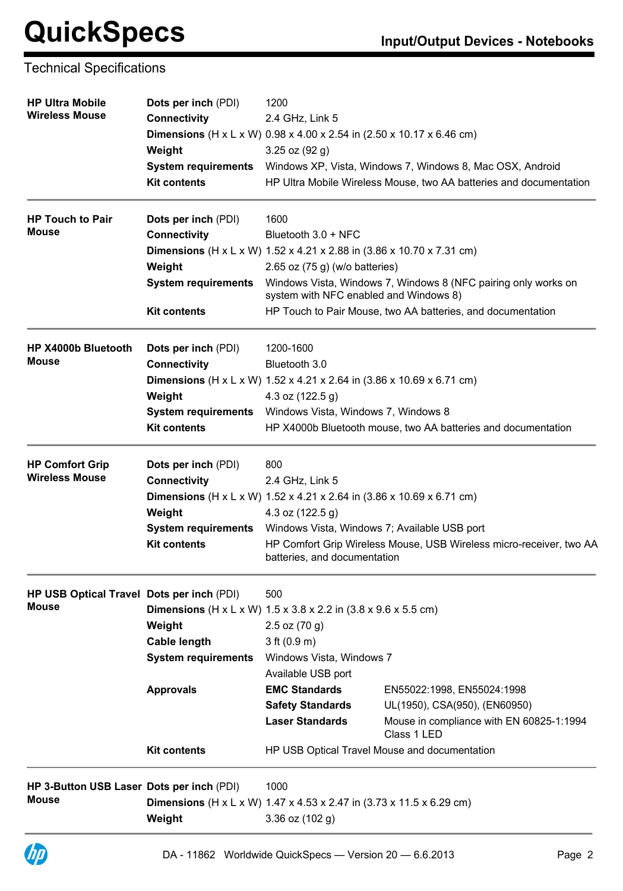# QuickSpecs

## Input/Output Devices - Notebooks

### Technical Specifications

| | | | |
|---|---|---|---|
| **HP Ultra Mobile Wireless Mouse** | **Dots per inch** (PDI) | 1200 | |
| | **Connectivity** | 2.4 GHz, Link 5 | |
| | **Dimensions** (H x L x W) | 0.98 x 4.00 x 2.54 in (2.50 x 10.17 x 6.46 cm) | |
| | **Weight** | 3.25 oz (92 g) | |
| | **System requirements** | Windows XP, Vista, Windows 7, Windows 8, Mac OSX, Android | |
| | **Kit contents** | HP Ultra Mobile Wireless Mouse, two AA batteries and documentation | |
| **HP Touch to Pair Mouse** | **Dots per inch** (PDI) | 1600 | |
| | **Connectivity** | Bluetooth 3.0 + NFC | |
| | **Dimensions** (H x L x W) | 1.52 x 4.21 x 2.88 in (3.86 x 10.70 x 7.31 cm) | |
| | **Weight** | 2.65 oz (75 g) (w/o batteries) | |
| | **System requirements** | Windows Vista, Windows 7, Windows 8 (NFC pairing only works on system with NFC enabled and Windows 8) | |
| | **Kit contents** | HP Touch to Pair Mouse, two AA batteries, and documentation | |
| **HP X4000b Bluetooth Mouse** | **Dots per inch** (PDI) | 1200-1600 | |
| | **Connectivity** | Bluetooth 3.0 | |
| | **Dimensions** (H x L x W) | 1.52 x 4.21 x 2.64 in (3.86 x 10.69 x 6.71 cm) | |
| | **Weight** | 4.3 oz (122.5 g) | |
| | **System requirements** | Windows Vista, Windows 7, Windows 8 | |
| | **Kit contents** | HP X4000b Bluetooth mouse, two AA batteries and documentation | |
| **HP Comfort Grip Wireless Mouse** | **Dots per inch** (PDI) | 800 | |
| | **Connectivity** | 2.4 GHz, Link 5 | |
| | **Dimensions** (H x L x W) | 1.52 x 4.21 x 2.64 in (3.86 x 10.69 x 6.71 cm) | |
| | **Weight** | 4.3 oz (122.5 g) | |
| | **System requirements** | Windows Vista, Windows 7; Available USB port | |
| | **Kit contents** | HP Comfort Grip Wireless Mouse, USB Wireless micro-receiver, two AA batteries, and documentation | |
| **HP USB Optical Travel Mouse** | **Dots per inch** (PDI) | 500 | |
| | **Dimensions** (H x L x W) | 1.5 x 3.8 x 2.2 in (3.8 x 9.6 x 5.5 cm) | |
| | **Weight** | 2.5 oz (70 g) | |
| | **Cable length** | 3 ft (0.9 m) | |
| | **System requirements** | Windows Vista, Windows 7<br>Available USB port | |
| | **Approvals** | **EMC Standards** | EN55022:1998, EN55024:1998 |
| | | **Safety Standards** | UL(1950), CSA(950), (EN60950) |
| | | **Laser Standards** | Mouse in compliance with EN 60825-1:1994 Class 1 LED |
| | **Kit contents** | HP USB Optical Travel Mouse and documentation | |
| **HP 3-Button USB Laser Mouse** | **Dots per inch** (PDI) | 1000 | |
| | **Dimensions** (H x L x W) | 1.47 x 4.53 x 2.47 in (3.73 x 11.5 x 6.29 cm) | |
| | **Weight** | 3.36 oz (102 g) | |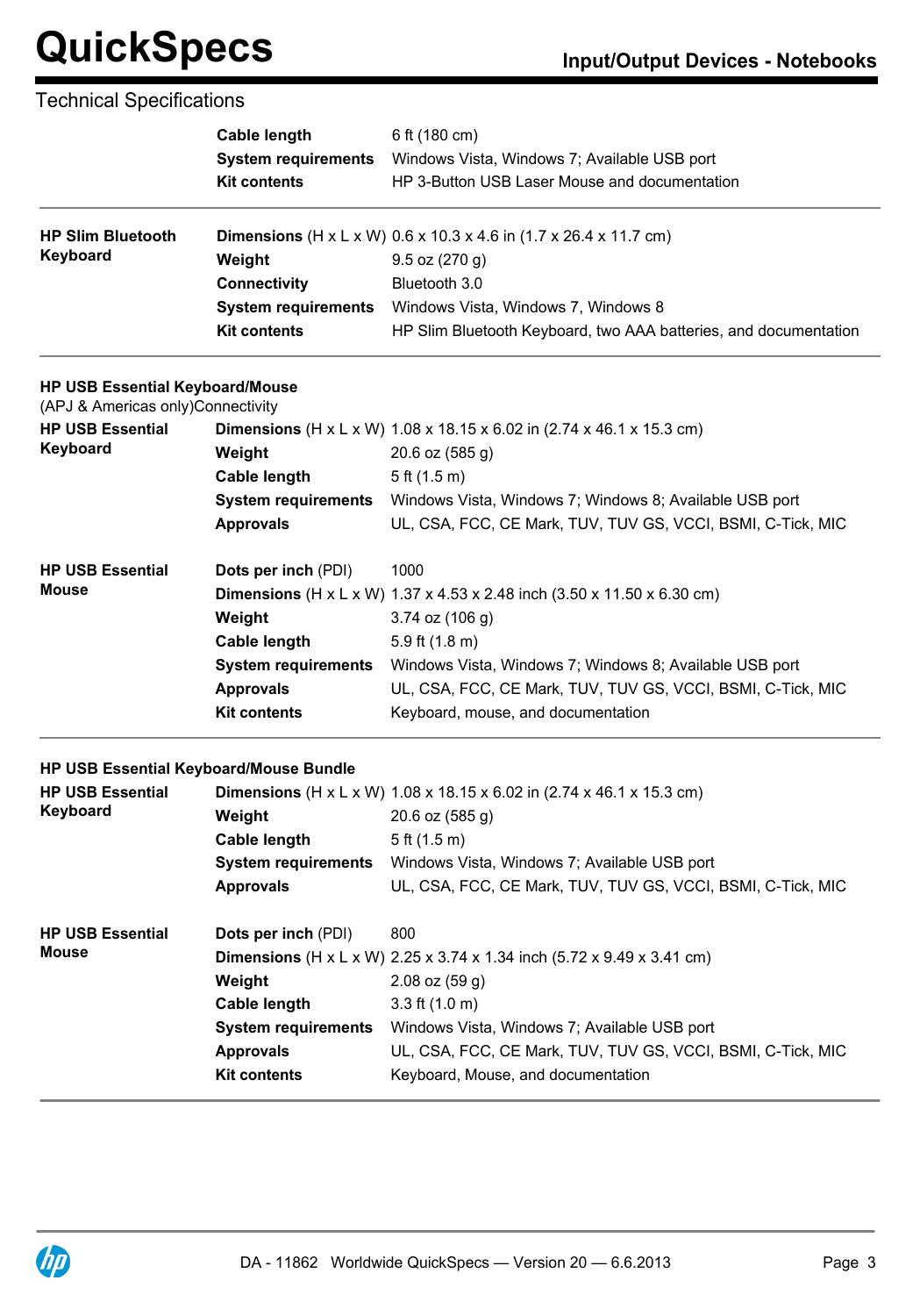## Technical Specifications

| | | |
|---|---|---|
| | **Cable length** | 6 ft (180 cm) |
| | **System requirements** | Windows Vista, Windows 7; Available USB port |
| | **Kit contents** | HP 3-Button USB Laser Mouse and documentation |

| | | |
|---|---|---|
| **HP Slim Bluetooth Keyboard** | **Dimensions** (H x L x W) | 0.6 x 10.3 x 4.6 in (1.7 x 26.4 x 11.7 cm) |
| | **Weight** | 9.5 oz (270 g) |
| | **Connectivity** | Bluetooth 3.0 |
| | **System requirements** | Windows Vista, Windows 7, Windows 8 |
| | **Kit contents** | HP Slim Bluetooth Keyboard, two AAA batteries, and documentation |

**HP USB Essential Keyboard/Mouse**
(APJ & Americas only)Connectivity

| | | |
|---|---|---|
| **HP USB Essential Keyboard** | **Dimensions** (H x L x W) | 1.08 x 18.15 x 6.02 in (2.74 x 46.1 x 15.3 cm) |
| | **Weight** | 20.6 oz (585 g) |
| | **Cable length** | 5 ft (1.5 m) |
| | **System requirements** | Windows Vista, Windows 7; Windows 8; Available USB port |
| | **Approvals** | UL, CSA, FCC, CE Mark, TUV, TUV GS, VCCI, BSMI, C-Tick, MIC |
| **HP USB Essential Mouse** | **Dots per inch** (PDI) | 1000 |
| | **Dimensions** (H x L x W) | 1.37 x 4.53 x 2.48 inch (3.50 x 11.50 x 6.30 cm) |
| | **Weight** | 3.74 oz (106 g) |
| | **Cable length** | 5.9 ft (1.8 m) |
| | **System requirements** | Windows Vista, Windows 7; Windows 8; Available USB port |
| | **Approvals** | UL, CSA, FCC, CE Mark, TUV, TUV GS, VCCI, BSMI, C-Tick, MIC |
| | **Kit contents** | Keyboard, mouse, and documentation |

**HP USB Essential Keyboard/Mouse Bundle**

| | | |
|---|---|---|
| **HP USB Essential Keyboard** | **Dimensions** (H x L x W) | 1.08 x 18.15 x 6.02 in (2.74 x 46.1 x 15.3 cm) |
| | **Weight** | 20.6 oz (585 g) |
| | **Cable length** | 5 ft (1.5 m) |
| | **System requirements** | Windows Vista, Windows 7; Available USB port |
| | **Approvals** | UL, CSA, FCC, CE Mark, TUV, TUV GS, VCCI, BSMI, C-Tick, MIC |
| **HP USB Essential Mouse** | **Dots per inch** (PDI) | 800 |
| | **Dimensions** (H x L x W) | 2.25 x 3.74 x 1.34 inch (5.72 x 9.49 x 3.41 cm) |
| | **Weight** | 2.08 oz (59 g) |
| | **Cable length** | 3.3 ft (1.0 m) |
| | **System requirements** | Windows Vista, Windows 7; Available USB port |
| | **Approvals** | UL, CSA, FCC, CE Mark, TUV, TUV GS, VCCI, BSMI, C-Tick, MIC |
| | **Kit contents** | Keyboard, Mouse, and documentation |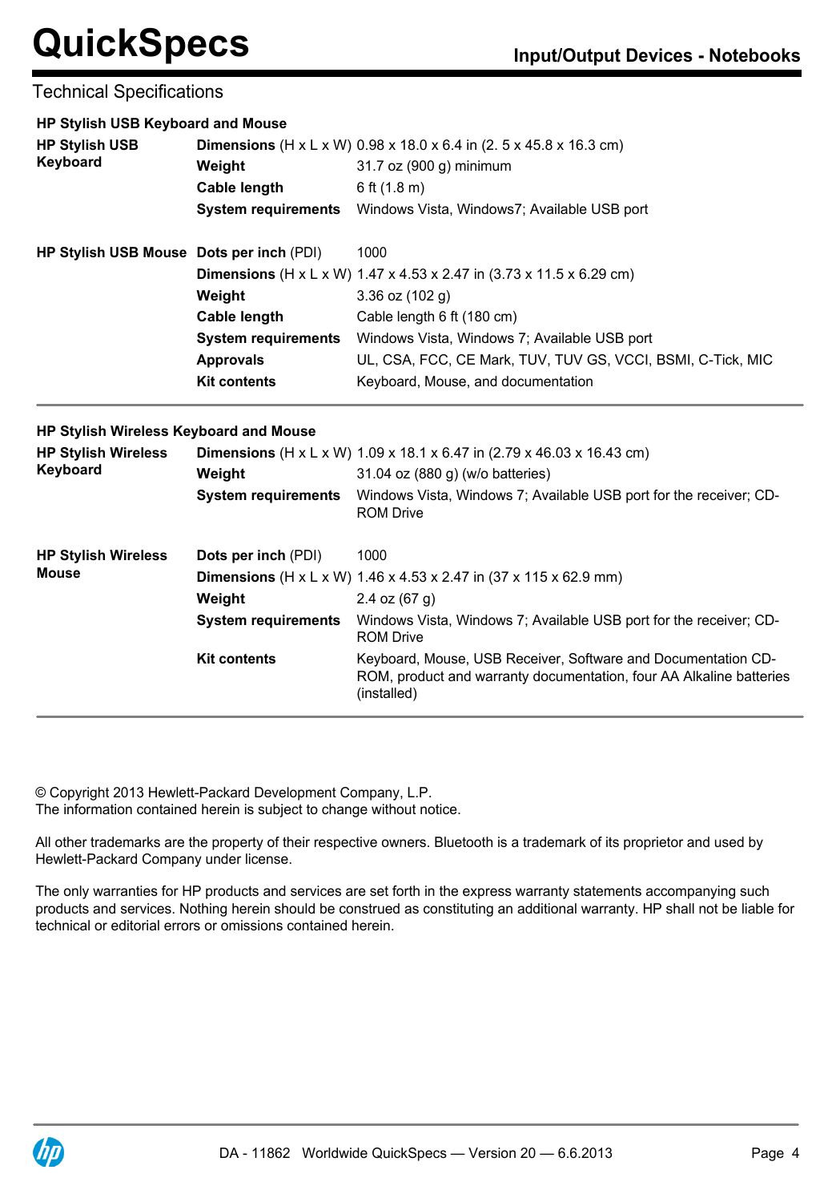## Technical Specifications

### HP Stylish USB Keyboard and Mouse

| | | |
|---|---|---|
| **HP Stylish USB Keyboard** | **Dimensions** (H x L x W) | 0.98 x 18.0 x 6.4 in (2. 5 x 45.8 x 16.3 cm) |
| | **Weight** | 31.7 oz (900 g) minimum |
| | **Cable length** | 6 ft (1.8 m) |
| | **System requirements** | Windows Vista, Windows7; Available USB port |
| **HP Stylish USB Mouse** | **Dots per inch** (PDI) | 1000 |
| | **Dimensions** (H x L x W) | 1.47 x 4.53 x 2.47 in (3.73 x 11.5 x 6.29 cm) |
| | **Weight** | 3.36 oz (102 g) |
| | **Cable length** | Cable length 6 ft (180 cm) |
| | **System requirements** | Windows Vista, Windows 7; Available USB port |
| | **Approvals** | UL, CSA, FCC, CE Mark, TUV, TUV GS, VCCI, BSMI, C-Tick, MIC |
| | **Kit contents** | Keyboard, Mouse, and documentation |

### HP Stylish Wireless Keyboard and Mouse

| | | |
|---|---|---|
| **HP Stylish Wireless Keyboard** | **Dimensions** (H x L x W) | 1.09 x 18.1 x 6.47 in (2.79 x 46.03 x 16.43 cm) |
| | **Weight** | 31.04 oz (880 g) (w/o batteries) |
| | **System requirements** | Windows Vista, Windows 7; Available USB port for the receiver; CD-ROM Drive |
| **HP Stylish Wireless Mouse** | **Dots per inch** (PDI) | 1000 |
| | **Dimensions** (H x L x W) | 1.46 x 4.53 x 2.47 in (37 x 115 x 62.9 mm) |
| | **Weight** | 2.4 oz (67 g) |
| | **System requirements** | Windows Vista, Windows 7; Available USB port for the receiver; CD-ROM Drive |
| | **Kit contents** | Keyboard, Mouse, USB Receiver, Software and Documentation CD-ROM, product and warranty documentation, four AA Alkaline batteries (installed) |

© Copyright 2013 Hewlett-Packard Development Company, L.P.
The information contained herein is subject to change without notice.

All other trademarks are the property of their respective owners. Bluetooth is a trademark of its proprietor and used by Hewlett-Packard Company under license.

The only warranties for HP products and services are set forth in the express warranty statements accompanying such products and services. Nothing herein should be construed as constituting an additional warranty. HP shall not be liable for technical or editorial errors or omissions contained herein.